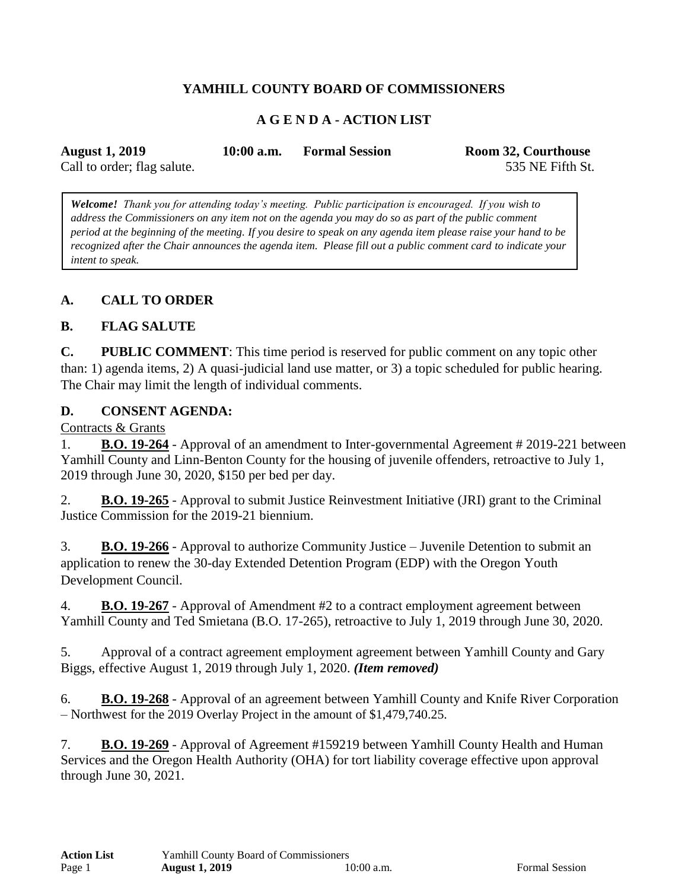# YAMHILL COUNTY BOARD OF COMMISSIONERS

## A G E N D A - ACTION LIST

**August 1, 2019** **10:00 a.m.** **Formal Session** **Room 32, Courthouse**
Call to order; flag salute. 535 NE Fifth St.

> ***Welcome!*** *Thank you for attending today's meeting. Public participation is encouraged. If you wish to address the Commissioners on any item not on the agenda you may do so as part of the public comment period at the beginning of the meeting. If you desire to speak on any agenda item please raise your hand to be recognized after the Chair announces the agenda item. Please fill out a public comment card to indicate your intent to speak.*

### A. CALL TO ORDER

### B. FLAG SALUTE

**C. PUBLIC COMMENT**: This time period is reserved for public comment on any topic other than: 1) agenda items, 2) A quasi-judicial land use matter, or 3) a topic scheduled for public hearing. The Chair may limit the length of individual comments.

### D. CONSENT AGENDA:

Contracts & Grants

1. **B.O. 19-264** - Approval of an amendment to Inter-governmental Agreement # 2019-221 between Yamhill County and Linn-Benton County for the housing of juvenile offenders, retroactive to July 1, 2019 through June 30, 2020, $150 per bed per day.

2. **B.O. 19-265** - Approval to submit Justice Reinvestment Initiative (JRI) grant to the Criminal Justice Commission for the 2019-21 biennium.

3. **B.O. 19-266** - Approval to authorize Community Justice – Juvenile Detention to submit an application to renew the 30-day Extended Detention Program (EDP) with the Oregon Youth Development Council.

4. **B.O. 19-267** - Approval of Amendment #2 to a contract employment agreement between Yamhill County and Ted Smietana (B.O. 17-265), retroactive to July 1, 2019 through June 30, 2020.

5. Approval of a contract agreement employment agreement between Yamhill County and Gary Biggs, effective August 1, 2019 through July 1, 2020. ***(Item removed)***

6. **B.O. 19-268** - Approval of an agreement between Yamhill County and Knife River Corporation – Northwest for the 2019 Overlay Project in the amount of $1,479,740.25.

7. **B.O. 19-269** - Approval of Agreement #159219 between Yamhill County Health and Human Services and the Oregon Health Authority (OHA) for tort liability coverage effective upon approval through June 30, 2021.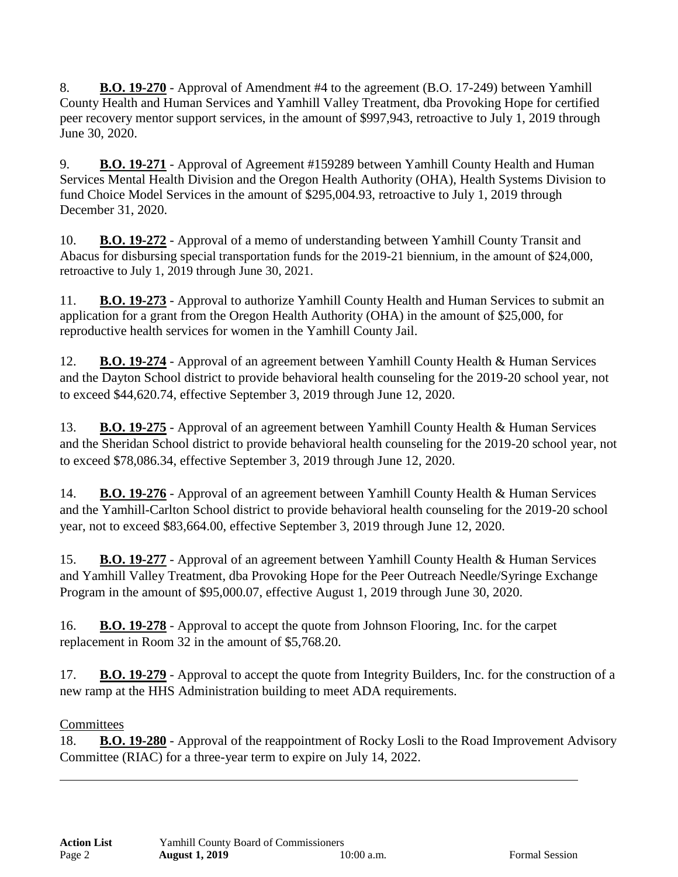8. **B.O. 19-270** - Approval of Amendment #4 to the agreement (B.O. 17-249) between Yamhill County Health and Human Services and Yamhill Valley Treatment, dba Provoking Hope for certified peer recovery mentor support services, in the amount of $997,943, retroactive to July 1, 2019 through June 30, 2020.

9. **B.O. 19-271** - Approval of Agreement #159289 between Yamhill County Health and Human Services Mental Health Division and the Oregon Health Authority (OHA), Health Systems Division to fund Choice Model Services in the amount of $295,004.93, retroactive to July 1, 2019 through December 31, 2020.

10. **B.O. 19-272** - Approval of a memo of understanding between Yamhill County Transit and Abacus for disbursing special transportation funds for the 2019-21 biennium, in the amount of $24,000, retroactive to July 1, 2019 through June 30, 2021.

11. **B.O. 19-273** - Approval to authorize Yamhill County Health and Human Services to submit an application for a grant from the Oregon Health Authority (OHA) in the amount of $25,000, for reproductive health services for women in the Yamhill County Jail.

12. **B.O. 19-274** - Approval of an agreement between Yamhill County Health & Human Services and the Dayton School district to provide behavioral health counseling for the 2019-20 school year, not to exceed $44,620.74, effective September 3, 2019 through June 12, 2020.

13. **B.O. 19-275** - Approval of an agreement between Yamhill County Health & Human Services and the Sheridan School district to provide behavioral health counseling for the 2019-20 school year, not to exceed $78,086.34, effective September 3, 2019 through June 12, 2020.

14. **B.O. 19-276** - Approval of an agreement between Yamhill County Health & Human Services and the Yamhill-Carlton School district to provide behavioral health counseling for the 2019-20 school year, not to exceed $83,664.00, effective September 3, 2019 through June 12, 2020.

15. **B.O. 19-277** - Approval of an agreement between Yamhill County Health & Human Services and Yamhill Valley Treatment, dba Provoking Hope for the Peer Outreach Needle/Syringe Exchange Program in the amount of $95,000.07, effective August 1, 2019 through June 30, 2020.

16. **B.O. 19-278** - Approval to accept the quote from Johnson Flooring, Inc. for the carpet replacement in Room 32 in the amount of $5,768.20.

17. **B.O. 19-279** - Approval to accept the quote from Integrity Builders, Inc. for the construction of a new ramp at the HHS Administration building to meet ADA requirements.

Committees

18. **B.O. 19-280** - Approval of the reappointment of Rocky Losli to the Road Improvement Advisory Committee (RIAC) for a three-year term to expire on July 14, 2022.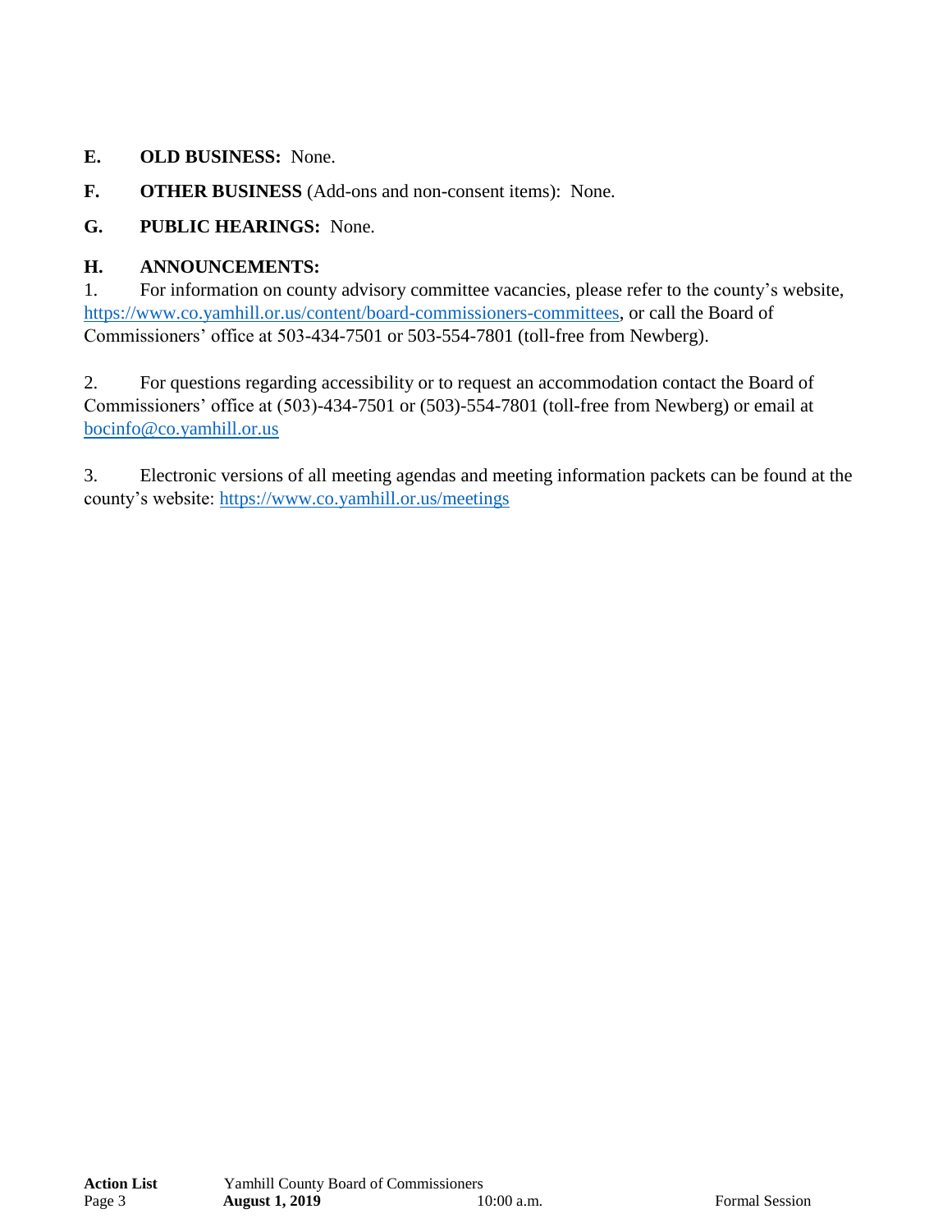**E. OLD BUSINESS:** None.

**F. OTHER BUSINESS** (Add-ons and non-consent items): None.

**G. PUBLIC HEARINGS:** None.

**H. ANNOUNCEMENTS:**

1. For information on county advisory committee vacancies, please refer to the county's website, https://www.co.yamhill.or.us/content/board-commissioners-committees, or call the Board of Commissioners' office at 503-434-7501 or 503-554-7801 (toll-free from Newberg).

2. For questions regarding accessibility or to request an accommodation contact the Board of Commissioners' office at (503)-434-7501 or (503)-554-7801 (toll-free from Newberg) or email at bocinfo@co.yamhill.or.us

3. Electronic versions of all meeting agendas and meeting information packets can be found at the county's website: https://www.co.yamhill.or.us/meetings